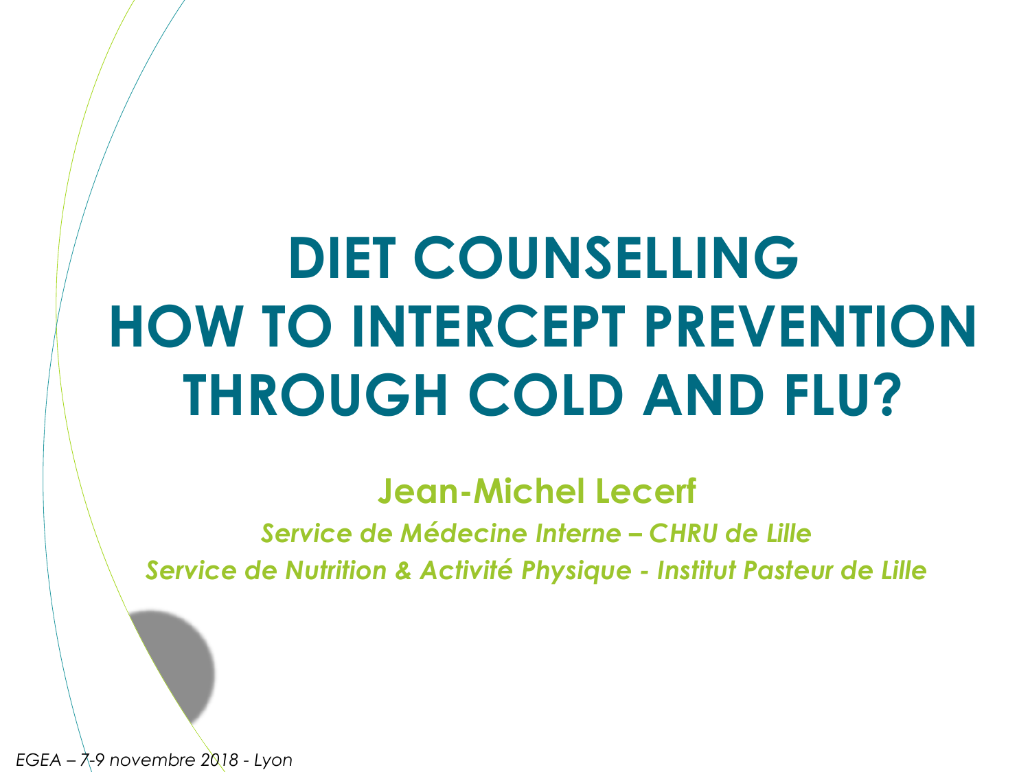# DIET COUNSELLING HOW TO INTERCEPT PREVENTION THROUGH COLD AND FLU?

**Jean-Michel Lecerf**

*Service de Médecine Interne – CHRU de Lille*

*Service de Nutrition & Activité Physique - Institut Pasteur de Lille*

*EGEA – 7-9 novembre 2018 - Lyon*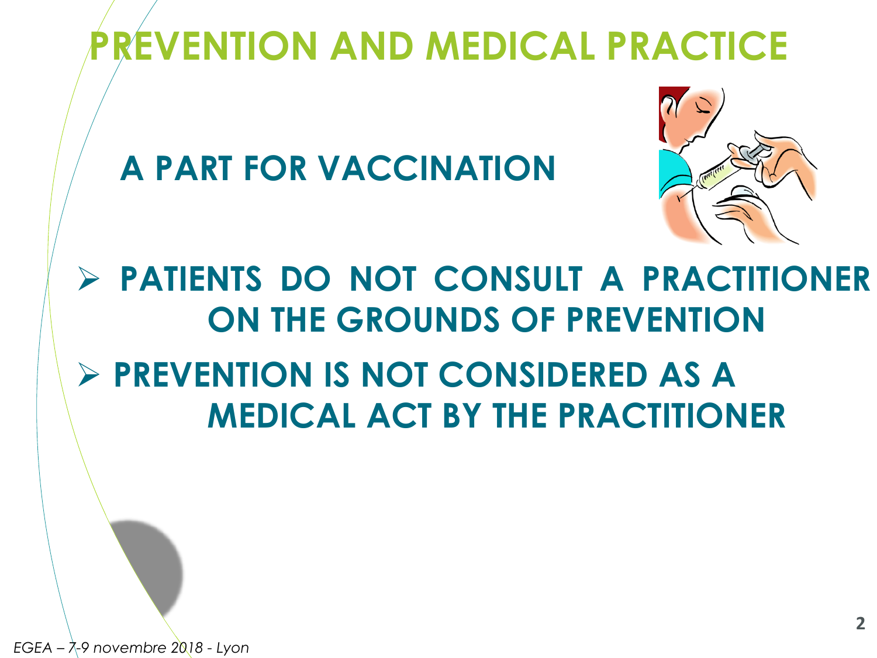# PREVENTION AND MEDICAL PRACTICE

## A PART FOR VACCINATION

- **PATIENTS DO NOT CONSULT A PRACTITIONER ON THE GROUNDS OF PREVENTION**
- **PREVENTION IS NOT CONSIDERED AS A MEDICAL ACT BY THE PRACTITIONER**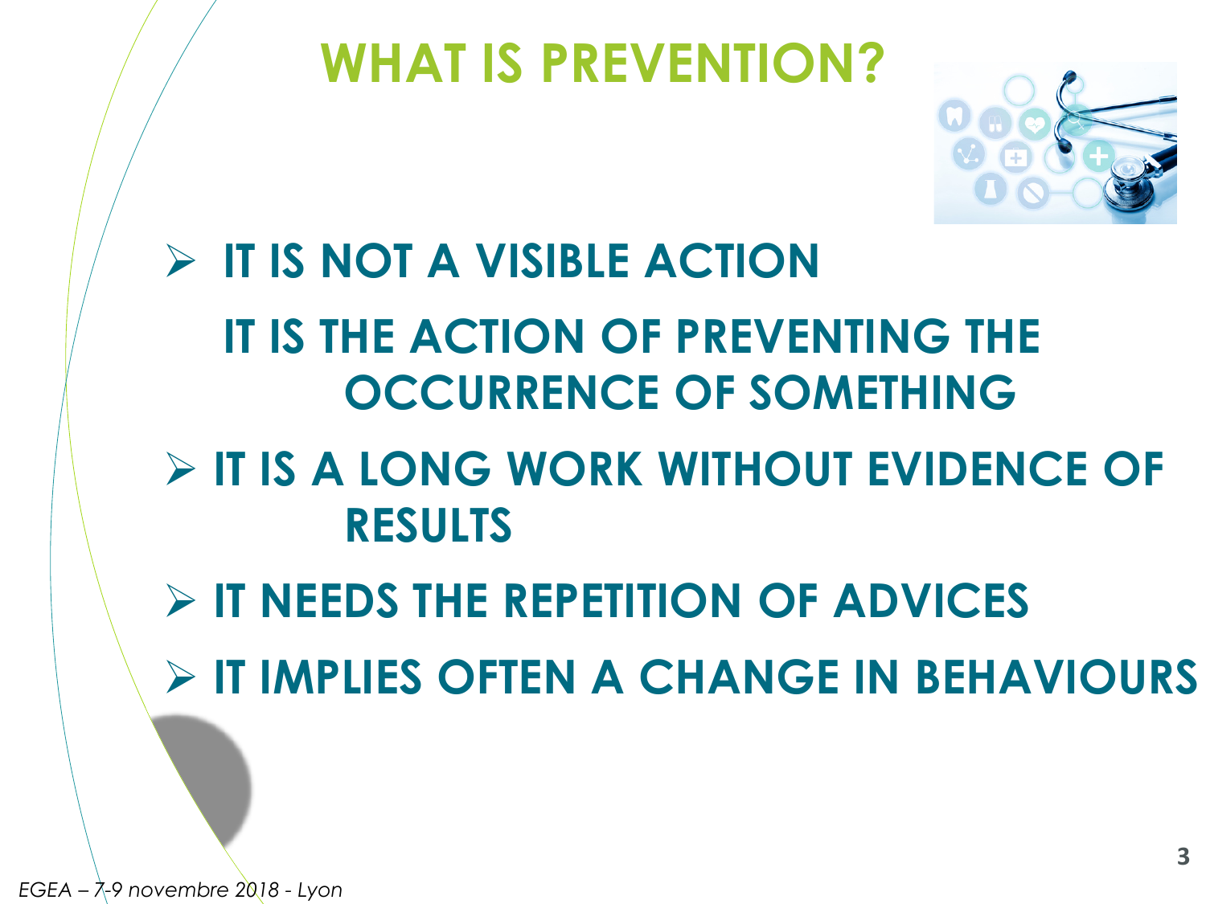# WHAT IS PREVENTION?

- **IT IS NOT A VISIBLE ACTION**

  **IT IS THE ACTION OF PREVENTING THE OCCURRENCE OF SOMETHING**

- **IT IS A LONG WORK WITHOUT EVIDENCE OF RESULTS**
- **IT NEEDS THE REPETITION OF ADVICES**
- **IT IMPLIES OFTEN A CHANGE IN BEHAVIOURS**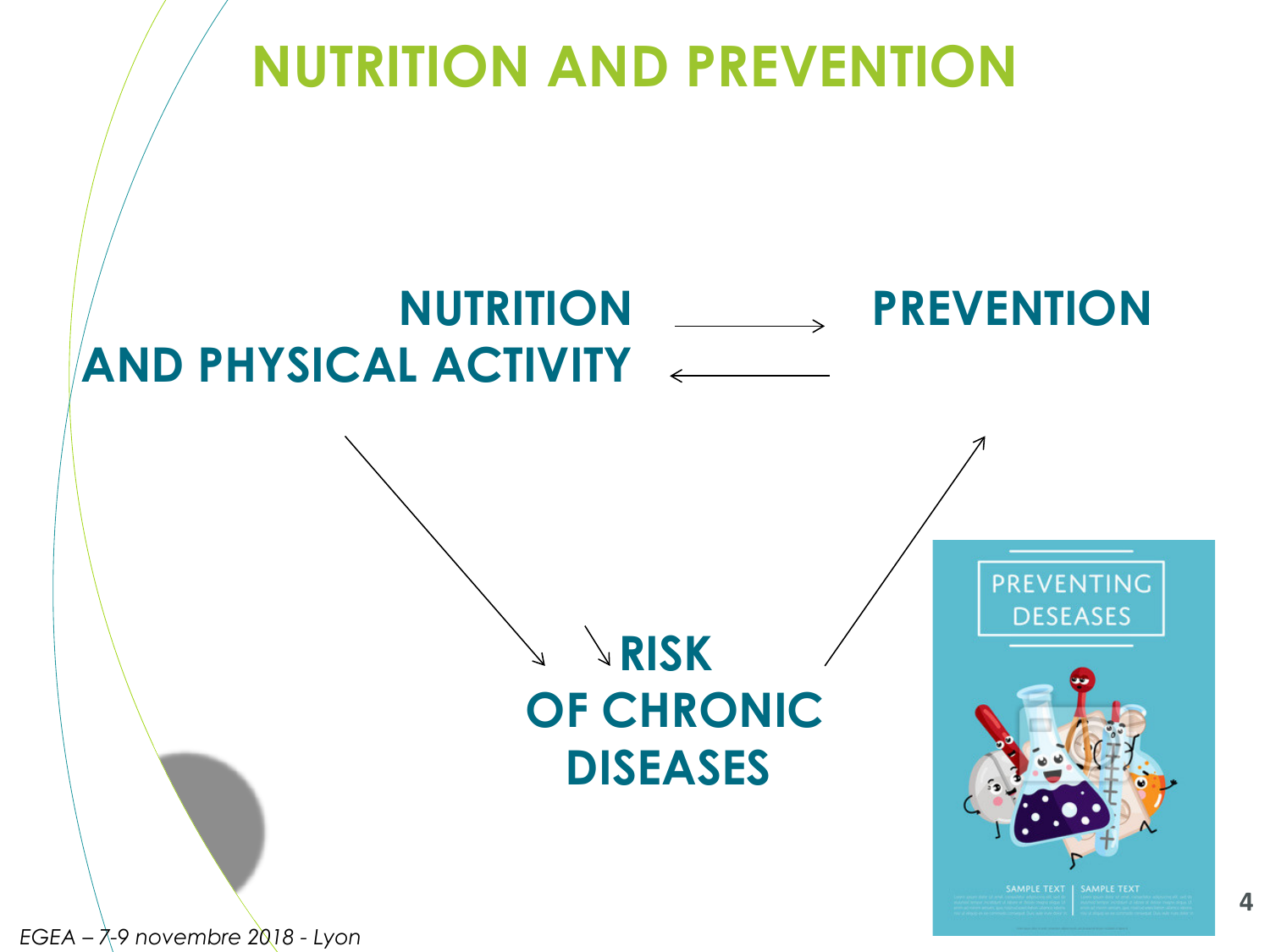# NUTRITION AND PREVENTION

**NUTRITION AND PHYSICAL ACTIVITY** → **PREVENTION**

**PREVENTION** → **NUTRITION AND PHYSICAL ACTIVITY**

**NUTRITION AND PHYSICAL ACTIVITY** → ↘ **RISK OF CHRONIC DISEASES**

**RISK OF CHRONIC DISEASES** → **PREVENTION**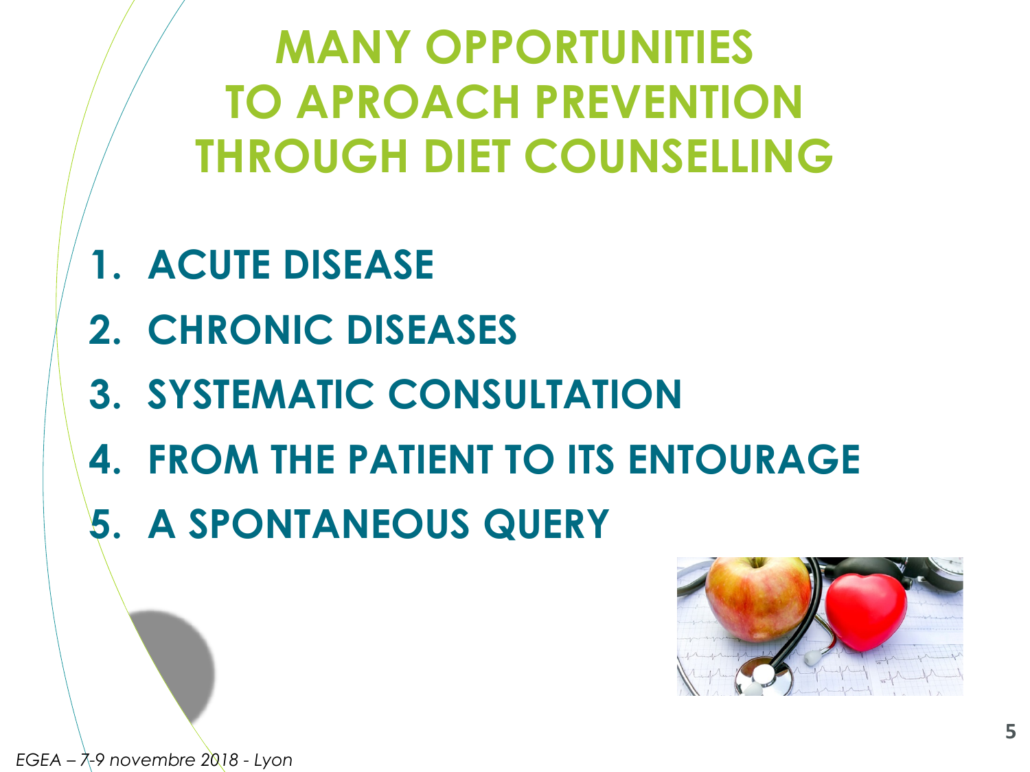# MANY OPPORTUNITIES TO APROACH PREVENTION THROUGH DIET COUNSELLING

1. **ACUTE DISEASE**
2. **CHRONIC DISEASES**
3. **SYSTEMATIC CONSULTATION**
4. **FROM THE PATIENT TO ITS ENTOURAGE**
5. **A SPONTANEOUS QUERY**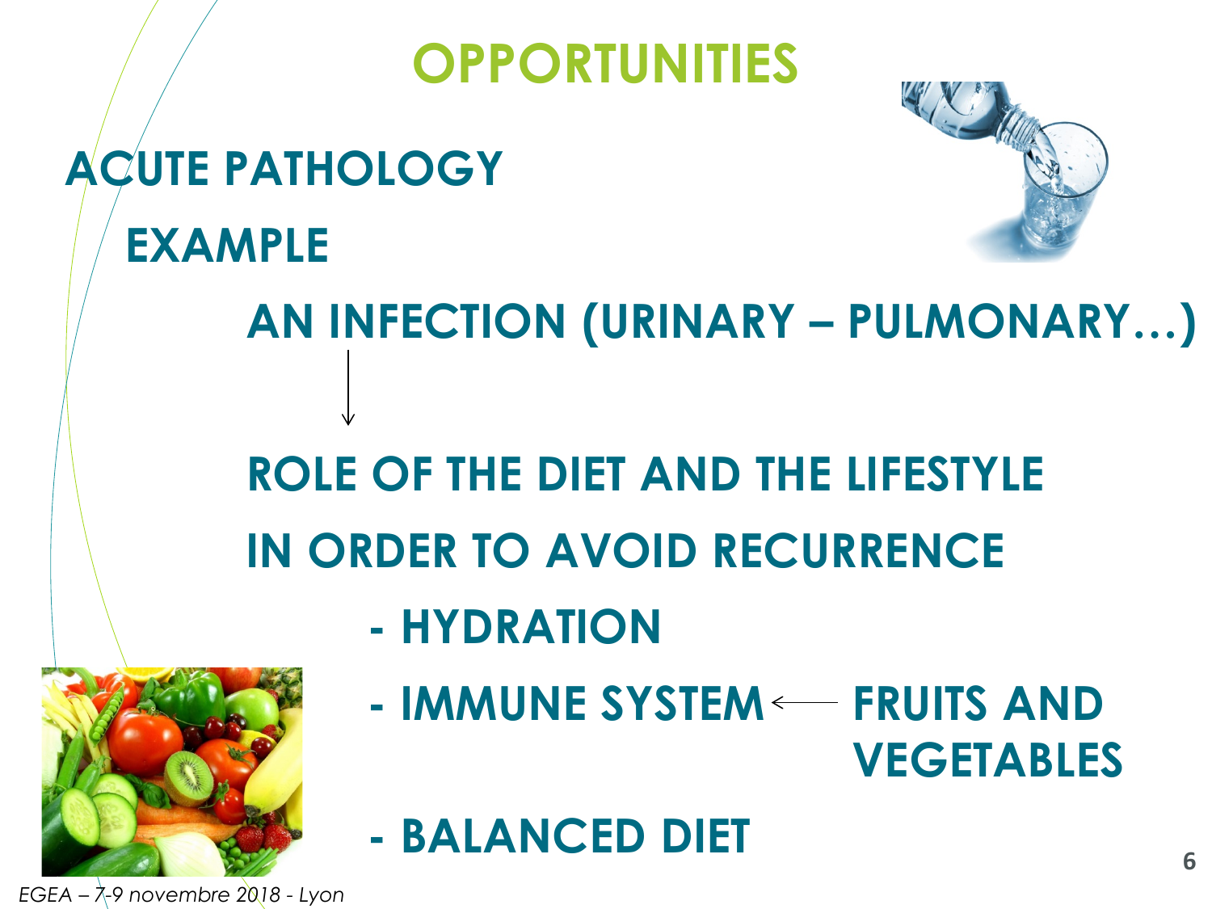# OPPORTUNITIES

## ACUTE PATHOLOGY

### EXAMPLE

**AN INFECTION (URINARY – PULMONARY…)**

↓

**ROLE OF THE DIET AND THE LIFESTYLE IN ORDER TO AVOID RECURRENCE**

- **HYDRATION**
- **IMMUNE SYSTEM** ← **FRUITS AND VEGETABLES**
- **BALANCED DIET**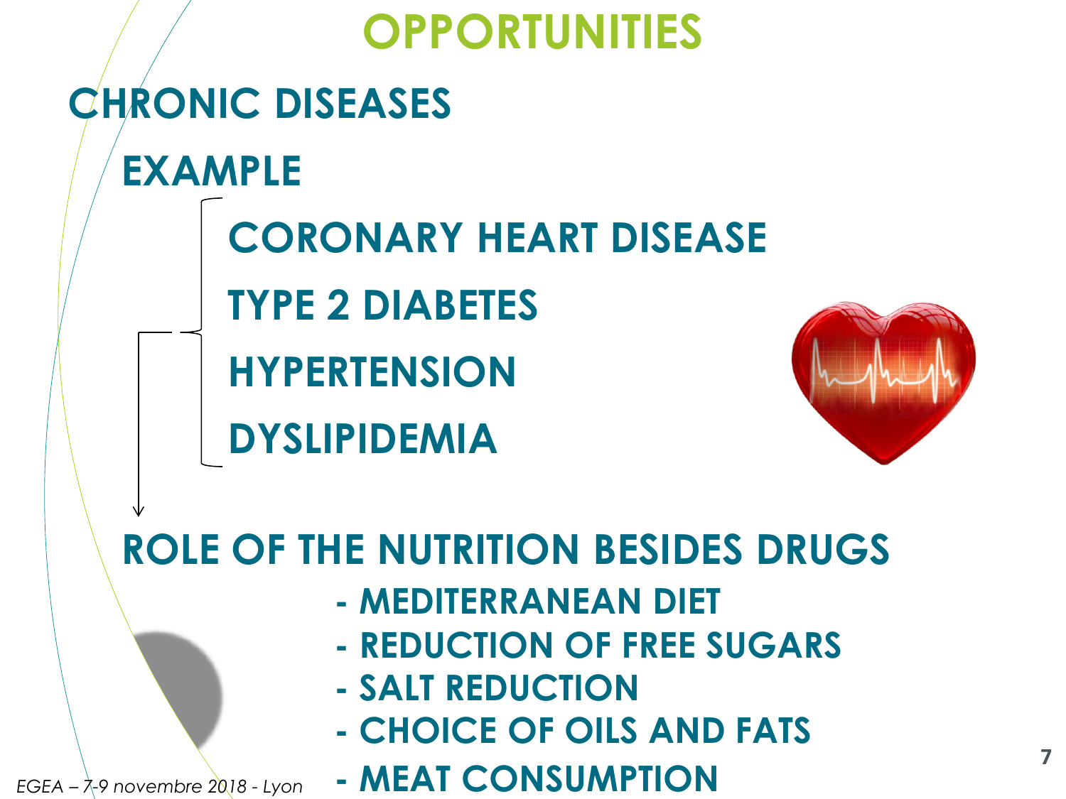# OPPORTUNITIES

## CHRONIC DISEASES

### EXAMPLE

- CORONARY HEART DISEASE
- TYPE 2 DIABETES
- HYPERTENSION
- DYSLIPIDEMIA

## ROLE OF THE NUTRITION BESIDES DRUGS

- MEDITERRANEAN DIET
- REDUCTION OF FREE SUGARS
- SALT REDUCTION
- CHOICE OF OILS AND FATS
- MEAT CONSUMPTION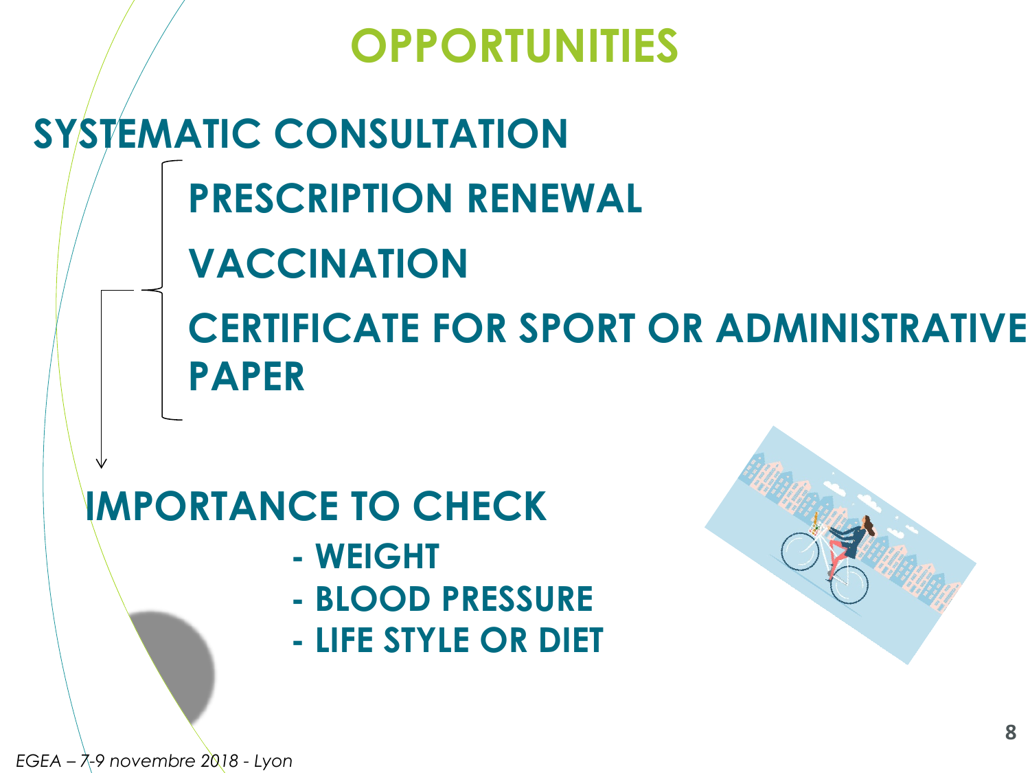# OPPORTUNITIES

## SYSTEMATIC CONSULTATION

- PRESCRIPTION RENEWAL
- VACCINATION
- CERTIFICATE FOR SPORT OR ADMINISTRATIVE PAPER

## IMPORTANCE TO CHECK

- WEIGHT
- BLOOD PRESSURE
- LIFE STYLE OR DIET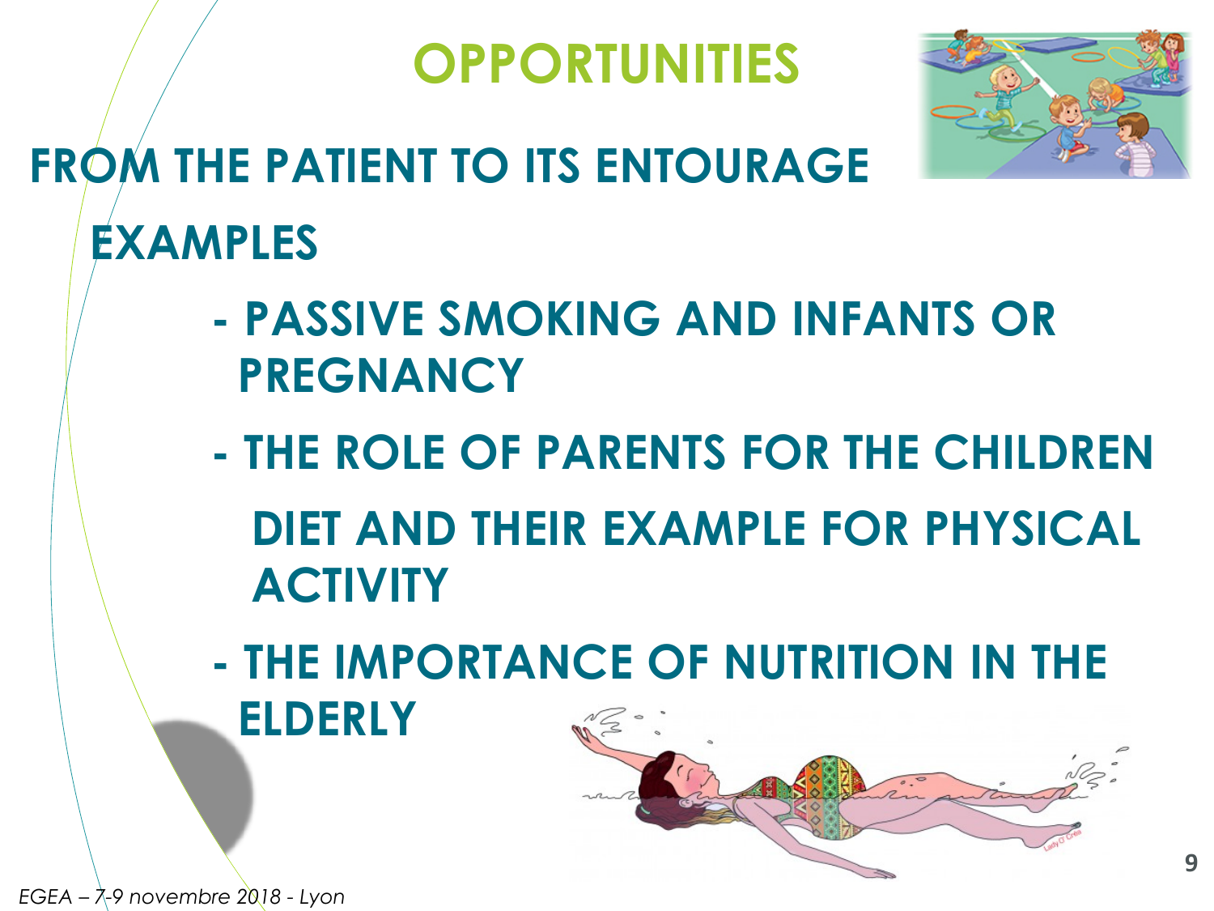# OPPORTUNITIES

## FROM THE PATIENT TO ITS ENTOURAGE

### EXAMPLES

- PASSIVE SMOKING AND INFANTS OR PREGNANCY
- THE ROLE OF PARENTS FOR THE CHILDREN DIET AND THEIR EXAMPLE FOR PHYSICAL ACTIVITY
- THE IMPORTANCE OF NUTRITION IN THE ELDERLY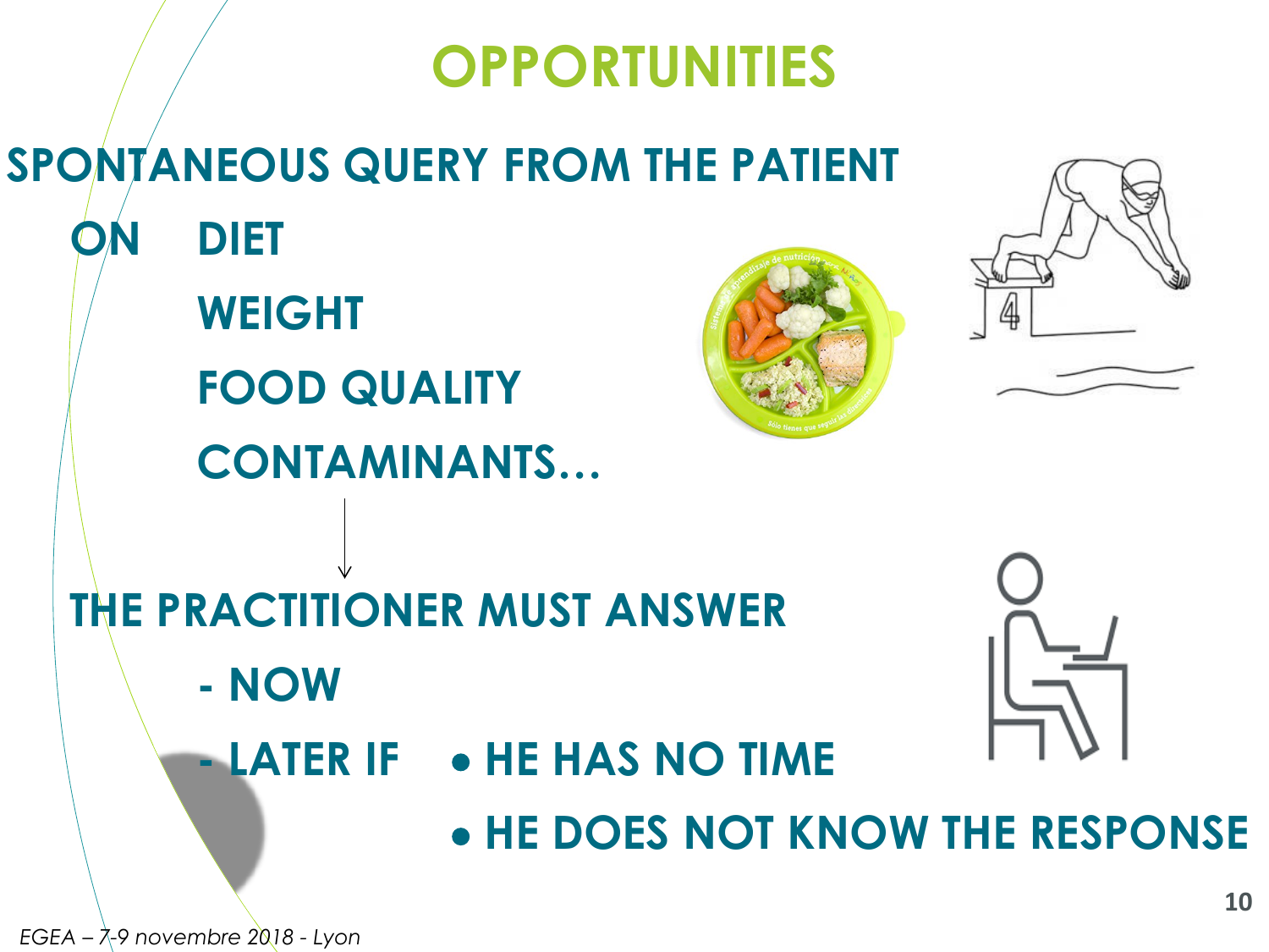# OPPORTUNITIES

**SPONTANEOUS QUERY FROM THE PATIENT**

**ON**
- **DIET**
- **WEIGHT**
- **FOOD QUALITY**
- **CONTAMINANTS…**

↓

**THE PRACTITIONER MUST ANSWER**

- **NOW**
- **LATER IF**
  - **HE HAS NO TIME**
  - **HE DOES NOT KNOW THE RESPONSE**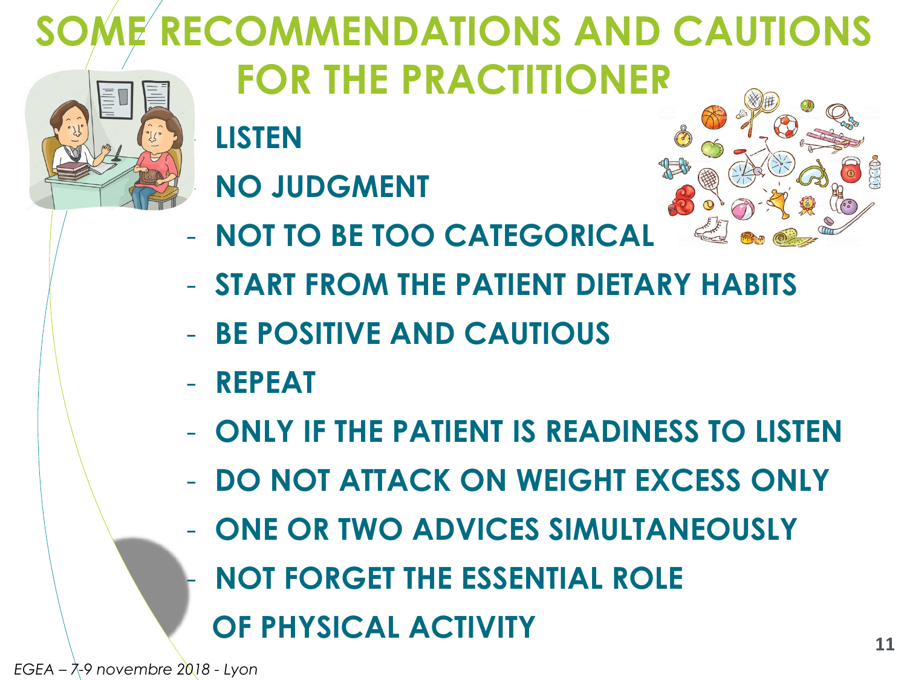# SOME RECOMMENDATIONS AND CAUTIONS FOR THE PRACTITIONER

- LISTEN
- NO JUDGMENT
- NOT TO BE TOO CATEGORICAL
- START FROM THE PATIENT DIETARY HABITS
- BE POSITIVE AND CAUTIOUS
- REPEAT
- ONLY IF THE PATIENT IS READINESS TO LISTEN
- DO NOT ATTACK ON WEIGHT EXCESS ONLY
- ONE OR TWO ADVICES SIMULTANEOUSLY
- NOT FORGET THE ESSENTIAL ROLE OF PHYSICAL ACTIVITY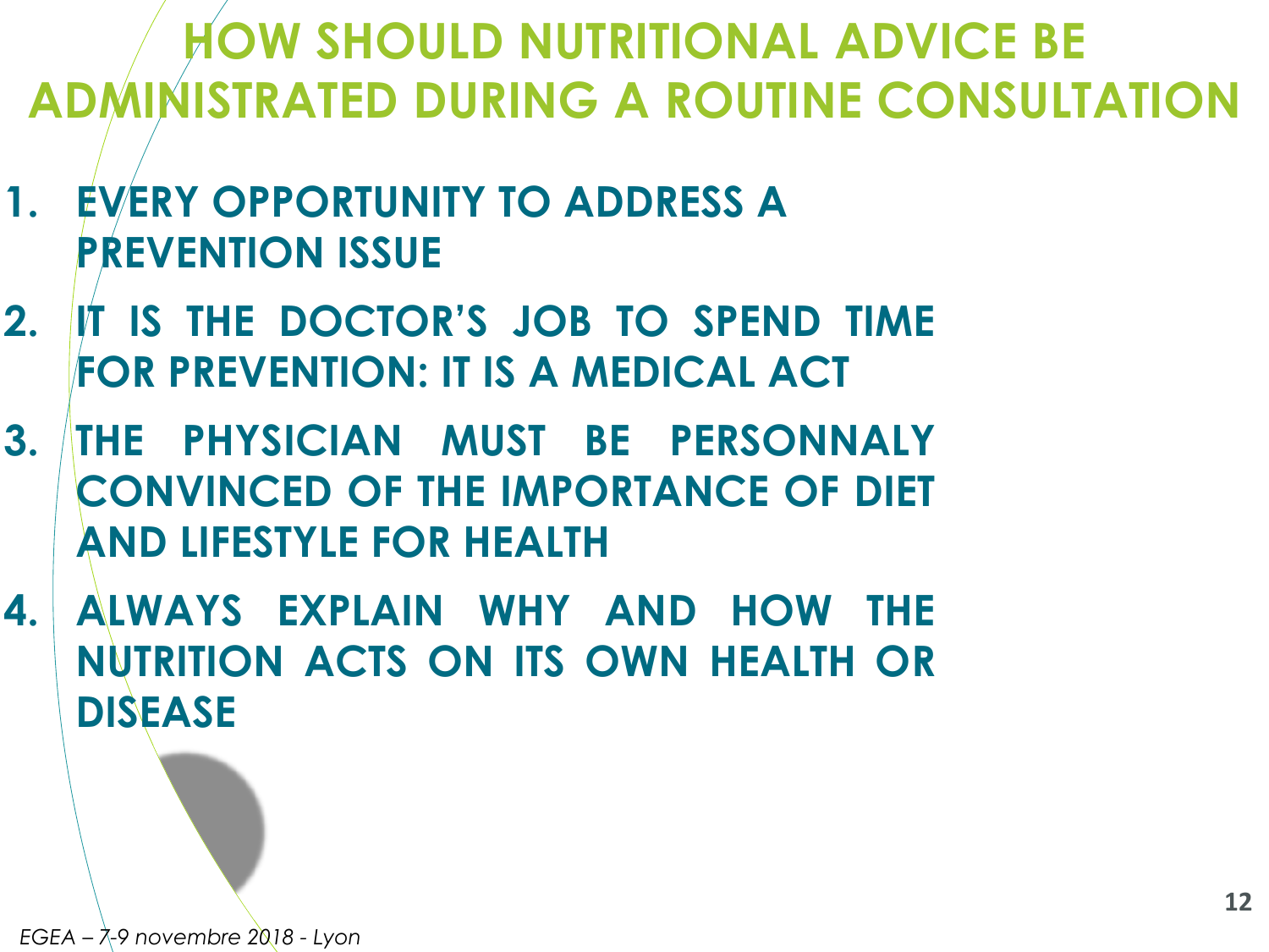# HOW SHOULD NUTRITIONAL ADVICE BE ADMINISTRATED DURING A ROUTINE CONSULTATION

1. **EVERY OPPORTUNITY TO ADDRESS A PREVENTION ISSUE**
2. **IT IS THE DOCTOR'S JOB TO SPEND TIME FOR PREVENTION: IT IS A MEDICAL ACT**
3. **THE PHYSICIAN MUST BE PERSONNALY CONVINCED OF THE IMPORTANCE OF DIET AND LIFESTYLE FOR HEALTH**
4. **ALWAYS EXPLAIN WHY AND HOW THE NUTRITION ACTS ON ITS OWN HEALTH OR DISEASE**